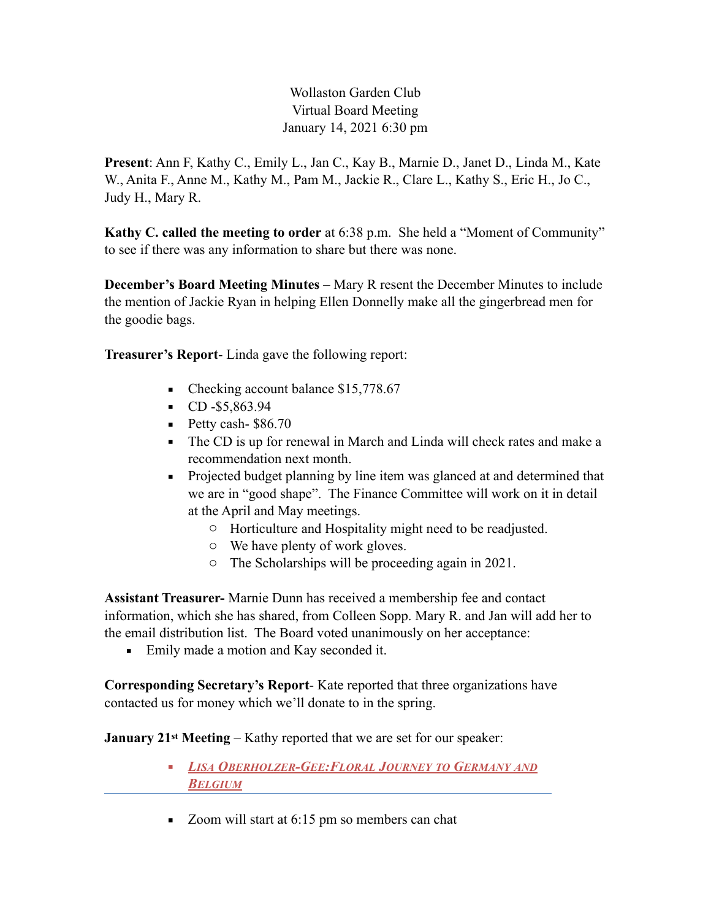Wollaston Garden Club
Virtual Board Meeting
January 14, 2021 6:30 pm

**Present**: Ann F, Kathy C., Emily L., Jan C., Kay B., Marnie D., Janet D., Linda M., Kate W., Anita F., Anne M., Kathy M., Pam M., Jackie R., Clare L., Kathy S., Eric H., Jo C., Judy H., Mary R.

**Kathy C. called the meeting to order** at 6:38 p.m. She held a "Moment of Community" to see if there was any information to share but there was none.

**December's Board Meeting Minutes** – Mary R resent the December Minutes to include the mention of Jackie Ryan in helping Ellen Donnelly make all the gingerbread men for the goodie bags.

**Treasurer's Report**- Linda gave the following report:

- Checking account balance $15,778.67
- CD -$5,863.94
- Petty cash- $86.70
- The CD is up for renewal in March and Linda will check rates and make a recommendation next month.
- Projected budget planning by line item was glanced at and determined that we are in "good shape". The Finance Committee will work on it in detail at the April and May meetings.
    - Horticulture and Hospitality might need to be readjusted.
    - We have plenty of work gloves.
    - The Scholarships will be proceeding again in 2021.

**Assistant Treasurer-** Marnie Dunn has received a membership fee and contact information, which she has shared, from Colleen Sopp. Mary R. and Jan will add her to the email distribution list. The Board voted unanimously on her acceptance:

- Emily made a motion and Kay seconded it.

**Corresponding Secretary's Report**- Kate reported that three organizations have contacted us for money which we'll donate to in the spring.

**January 21st Meeting** – Kathy reported that we are set for our speaker:

- ***LISA OBERHOLZER-GEE:FLORAL JOURNEY TO GERMANY AND BELGIUM***

---

- Zoom will start at 6:15 pm so members can chat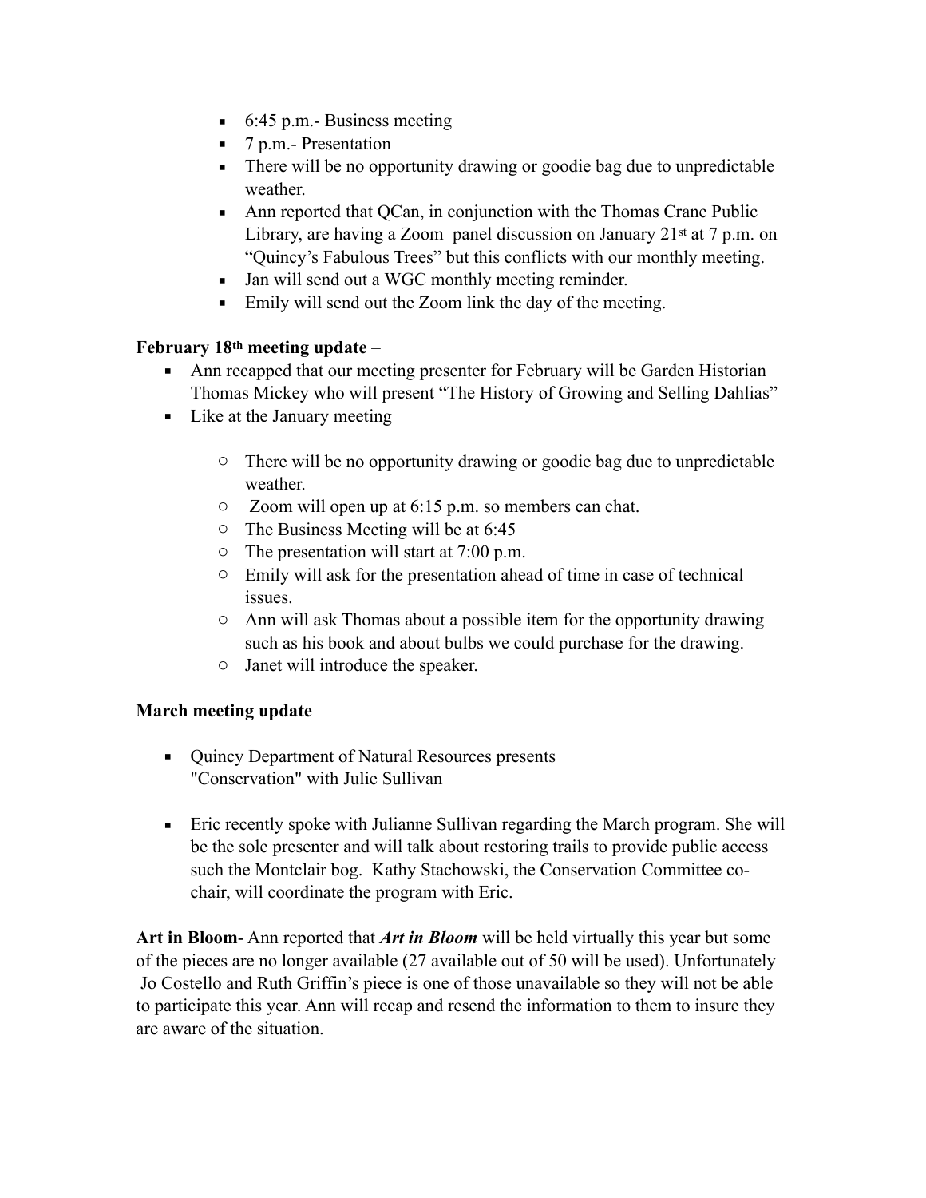- 6:45 p.m.- Business meeting
- 7 p.m.- Presentation
- There will be no opportunity drawing or goodie bag due to unpredictable weather.
- Ann reported that QCan, in conjunction with the Thomas Crane Public Library, are having a Zoom panel discussion on January 21st at 7 p.m. on "Quincy's Fabulous Trees" but this conflicts with our monthly meeting.
- Jan will send out a WGC monthly meeting reminder.
- Emily will send out the Zoom link the day of the meeting.

**February 18th meeting update** –

- Ann recapped that our meeting presenter for February will be Garden Historian Thomas Mickey who will present "The History of Growing and Selling Dahlias"
- Like at the January meeting
    - There will be no opportunity drawing or goodie bag due to unpredictable weather.
    - Zoom will open up at 6:15 p.m. so members can chat.
    - The Business Meeting will be at 6:45
    - The presentation will start at 7:00 p.m.
    - Emily will ask for the presentation ahead of time in case of technical issues.
    - Ann will ask Thomas about a possible item for the opportunity drawing such as his book and about bulbs we could purchase for the drawing.
    - Janet will introduce the speaker.

**March meeting update**

- Quincy Department of Natural Resources presents "Conservation" with Julie Sullivan
- Eric recently spoke with Julianne Sullivan regarding the March program. She will be the sole presenter and will talk about restoring trails to provide public access such the Montclair bog. Kathy Stachowski, the Conservation Committee co-chair, will coordinate the program with Eric.

**Art in Bloom**- Ann reported that ***Art in Bloom*** will be held virtually this year but some of the pieces are no longer available (27 available out of 50 will be used). Unfortunately Jo Costello and Ruth Griffin's piece is one of those unavailable so they will not be able to participate this year. Ann will recap and resend the information to them to insure they are aware of the situation.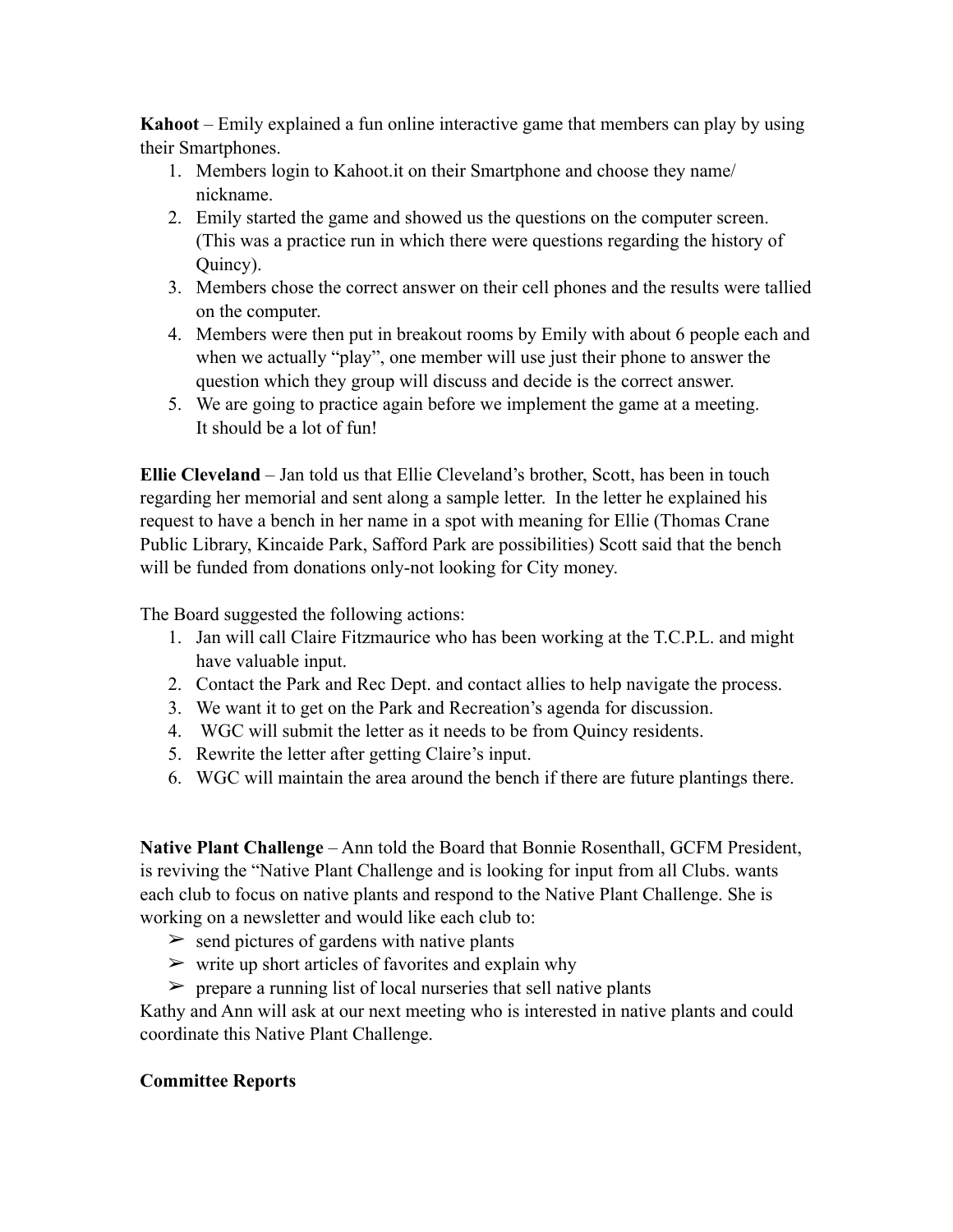**Kahoot** – Emily explained a fun online interactive game that members can play by using their Smartphones.

1. Members login to Kahoot.it on their Smartphone and choose they name/ nickname.
2. Emily started the game and showed us the questions on the computer screen. (This was a practice run in which there were questions regarding the history of Quincy).
3. Members chose the correct answer on their cell phones and the results were tallied on the computer.
4. Members were then put in breakout rooms by Emily with about 6 people each and when we actually "play", one member will use just their phone to answer the question which they group will discuss and decide is the correct answer.
5. We are going to practice again before we implement the game at a meeting. It should be a lot of fun!

**Ellie Cleveland** – Jan told us that Ellie Cleveland's brother, Scott, has been in touch regarding her memorial and sent along a sample letter. In the letter he explained his request to have a bench in her name in a spot with meaning for Ellie (Thomas Crane Public Library, Kincaide Park, Safford Park are possibilities) Scott said that the bench will be funded from donations only-not looking for City money.

The Board suggested the following actions:

1. Jan will call Claire Fitzmaurice who has been working at the T.C.P.L. and might have valuable input.
2. Contact the Park and Rec Dept. and contact allies to help navigate the process.
3. We want it to get on the Park and Recreation's agenda for discussion.
4. WGC will submit the letter as it needs to be from Quincy residents.
5. Rewrite the letter after getting Claire's input.
6. WGC will maintain the area around the bench if there are future plantings there.

**Native Plant Challenge** – Ann told the Board that Bonnie Rosenthall, GCFM President, is reviving the "Native Plant Challenge and is looking for input from all Clubs. wants each club to focus on native plants and respond to the Native Plant Challenge. She is working on a newsletter and would like each club to:

- send pictures of gardens with native plants
- write up short articles of favorites and explain why
- prepare a running list of local nurseries that sell native plants

Kathy and Ann will ask at our next meeting who is interested in native plants and could coordinate this Native Plant Challenge.

**Committee Reports**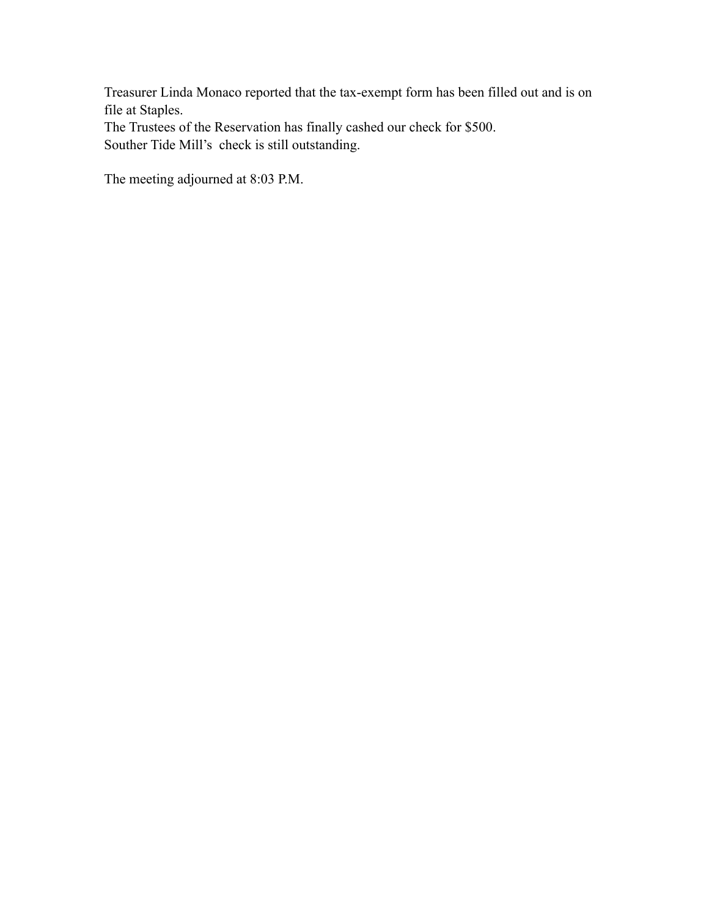Treasurer Linda Monaco reported that the tax-exempt form has been filled out and is on file at Staples.
The Trustees of the Reservation has finally cashed our check for $500.
Souther Tide Mill's  check is still outstanding.

The meeting adjourned at 8:03 P.M.